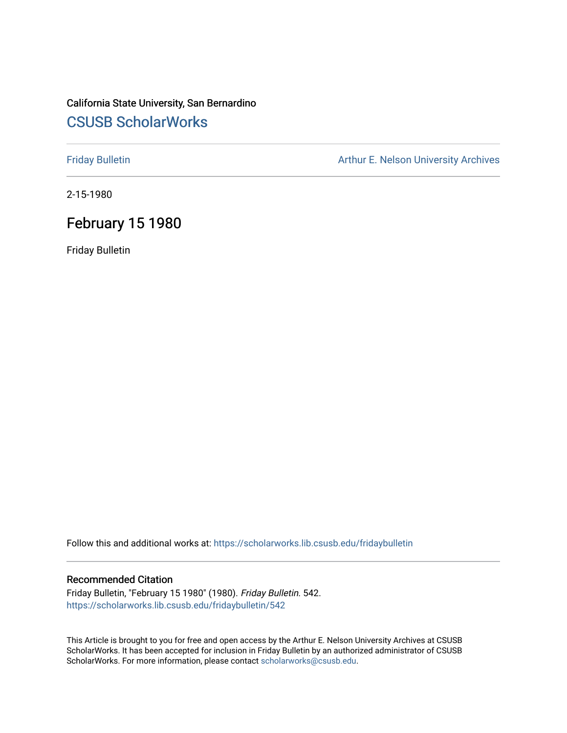California State University, San Bernardino

## CSUSB ScholarWorks

Friday Bulletin

Arthur E. Nelson University Archives

2-15-1980

# February 15 1980

Friday Bulletin

Follow this and additional works at: https://scholarworks.lib.csusb.edu/fridaybulletin

### Recommended Citation

Friday Bulletin, "February 15 1980" (1980). *Friday Bulletin*. 542.
https://scholarworks.lib.csusb.edu/fridaybulletin/542

This Article is brought to you for free and open access by the Arthur E. Nelson University Archives at CSUSB ScholarWorks. It has been accepted for inclusion in Friday Bulletin by an authorized administrator of CSUSB ScholarWorks. For more information, please contact scholarworks@csusb.edu.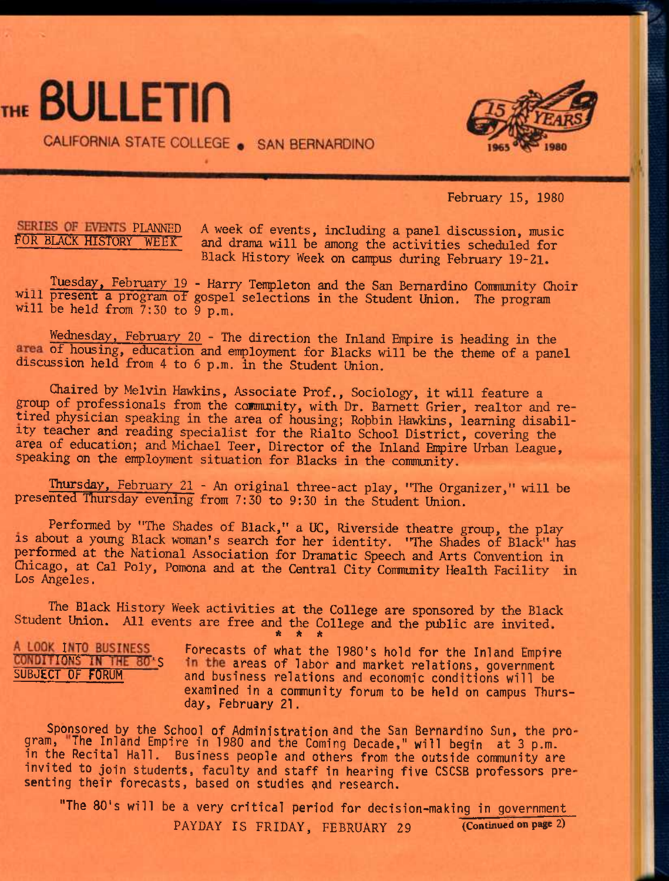# THE BULLETIN

CALIFORNIA STATE COLLEGE • SAN BERNARDINO

15 YEARS 1965 1980

February 15, 1980

**SERIES OF EVENTS PLANNED FOR BLACK HISTORY WEEK**

A week of events, including a panel discussion, music and drama will be among the activities scheduled for Black History Week on campus during February 19-21.

Tuesday, February 19 - Harry Templeton and the San Bernardino Community Choir will present a program of gospel selections in the Student Union. The program will be held from 7:30 to 9 p.m.

Wednesday, February 20 - The direction the Inland Empire is heading in the area of housing, education and employment for Blacks will be the theme of a panel discussion held from 4 to 6 p.m. in the Student Union.

Chaired by Melvin Hawkins, Associate Prof., Sociology, it will feature a group of professionals from the community, with Dr. Barnett Grier, realtor and retired physician speaking in the area of housing; Robbin Hawkins, learning disability teacher and reading specialist for the Rialto School District, covering the area of education; and Michael Teer, Director of the Inland Empire Urban League, speaking on the employment situation for Blacks in the community.

Thursday, February 21 - An original three-act play, "The Organizer," will be presented Thursday evening from 7:30 to 9:30 in the Student Union.

Performed by "The Shades of Black," a UC, Riverside theatre group, the play is about a young Black woman's search for her identity. "The Shades of Black" has performed at the National Association for Dramatic Speech and Arts Convention in Chicago, at Cal Poly, Pomona and at the Central City Community Health Facility in Los Angeles.

The Black History Week activities at the College are sponsored by the Black Student Union. All events are free and the College and the public are invited.

\* \* \*

**A LOOK INTO BUSINESS CONDITIONS IN THE 80'S SUBJECT OF FORUM**

Forecasts of what the 1980's hold for the Inland Empire in the areas of labor and market relations, government and business relations and economic conditions will be examined in a community forum to be held on campus Thursday, February 21.

Sponsored by the School of Administration and the San Bernardino Sun, the program, "The Inland Empire in 1980 and the Coming Decade," will begin at 3 p.m. in the Recital Hall. Business people and others from the outside community are invited to join students, faculty and staff in hearing five CSCSB professors presenting their forecasts, based on studies and research.

"The 80's will be a very critical period for decision-making in government

PAYDAY IS FRIDAY, FEBRUARY 29

(Continued on page 2)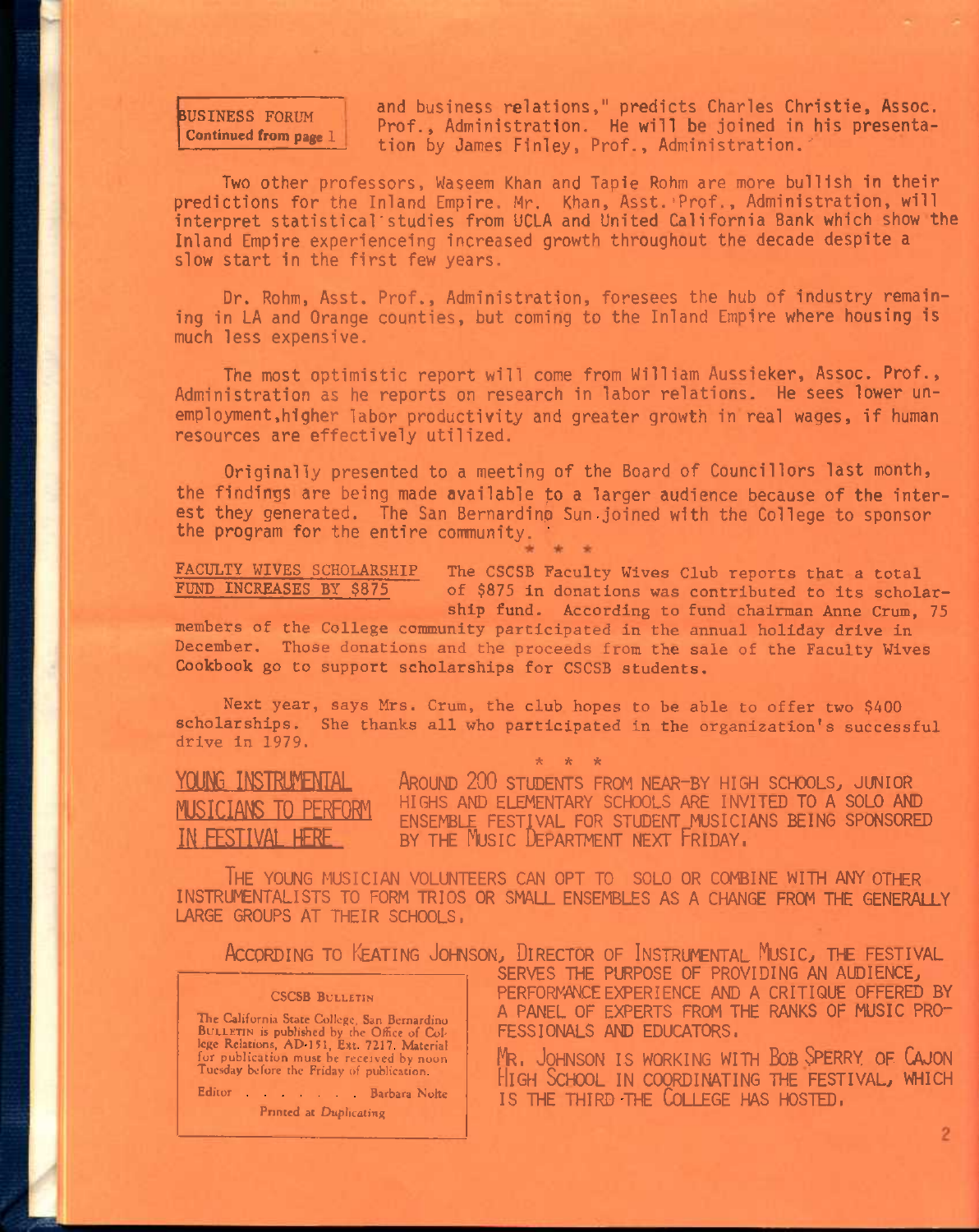**BUSINESS FORUM**
**Continued from page 1**

and business relations," predicts Charles Christie, Assoc. Prof., Administration. He will be joined in his presentation by James Finley, Prof., Administration.

Two other professors, Waseem Khan and Tapie Rohm are more bullish in their predictions for the Inland Empire. Mr. Khan, Asst. Prof., Administration, will interpret statistical studies from UCLA and United California Bank which show the Inland Empire experienceing increased growth throughout the decade despite a slow start in the first few years.

Dr. Rohm, Asst. Prof., Administration, foresees the hub of industry remaining in LA and Orange counties, but coming to the Inland Empire where housing is much less expensive.

The most optimistic report will come from William Aussieker, Assoc. Prof., Administration as he reports on research in labor relations. He sees lower unemployment, higher labor productivity and greater growth in real wages, if human resources are effectively utilized.

Originally presented to a meeting of the Board of Councillors last month, the findings are being made available to a larger audience because of the interest they generated. The San Bernardino Sun joined with the College to sponsor the program for the entire community.

\* \* \*

**FACULTY WIVES SCHOLARSHIP FUND INCREASES BY $875**

The CSCSB Faculty Wives Club reports that a total of $875 in donations was contributed to its scholarship fund. According to fund chairman Anne Crum, 75 members of the College community participated in the annual holiday drive in December. Those donations and the proceeds from the sale of the Faculty Wives Cookbook go to support scholarships for CSCSB students.

Next year, says Mrs. Crum, the club hopes to be able to offer two $400 scholarships. She thanks all who participated in the organization's successful drive in 1979.

\* \* \*

**YOUNG INSTRUMENTAL MUSICIANS TO PERFORM IN FESTIVAL HERE**

AROUND 200 STUDENTS FROM NEAR-BY HIGH SCHOOLS, JUNIOR HIGHS AND ELEMENTARY SCHOOLS ARE INVITED TO A SOLO AND ENSEMBLE FESTIVAL FOR STUDENT MUSICIANS BEING SPONSORED BY THE MUSIC DEPARTMENT NEXT FRIDAY.

THE YOUNG MUSICIAN VOLUNTEERS CAN OPT TO SOLO OR COMBINE WITH ANY OTHER INSTRUMENTALISTS TO FORM TRIOS OR SMALL ENSEMBLES AS A CHANGE FROM THE GENERALLY LARGE GROUPS AT THEIR SCHOOLS.

ACCORDING TO KEATING JOHNSON, DIRECTOR OF INSTRUMENTAL MUSIC, THE FESTIVAL SERVES THE PURPOSE OF PROVIDING AN AUDIENCE, PERFORMANCE EXPERIENCE AND A CRITIQUE OFFERED BY A PANEL OF EXPERTS FROM THE RANKS OF MUSIC PROFESSIONALS AND EDUCATORS.

MR. JOHNSON IS WORKING WITH BOB SPERRY OF CAJON HIGH SCHOOL IN COORDINATING THE FESTIVAL, WHICH IS THE THIRD THE COLLEGE HAS HOSTED.

---

**CSCSB BULLETIN**

The California State College, San Bernardino BULLETIN is published by the Office of College Relations, AD-151, Ext. 7217. Material for publication must be received by noon Tuesday before the Friday of publication.

Editor . . . . . . . . Barbara Nolte

Printed at *Duplicating*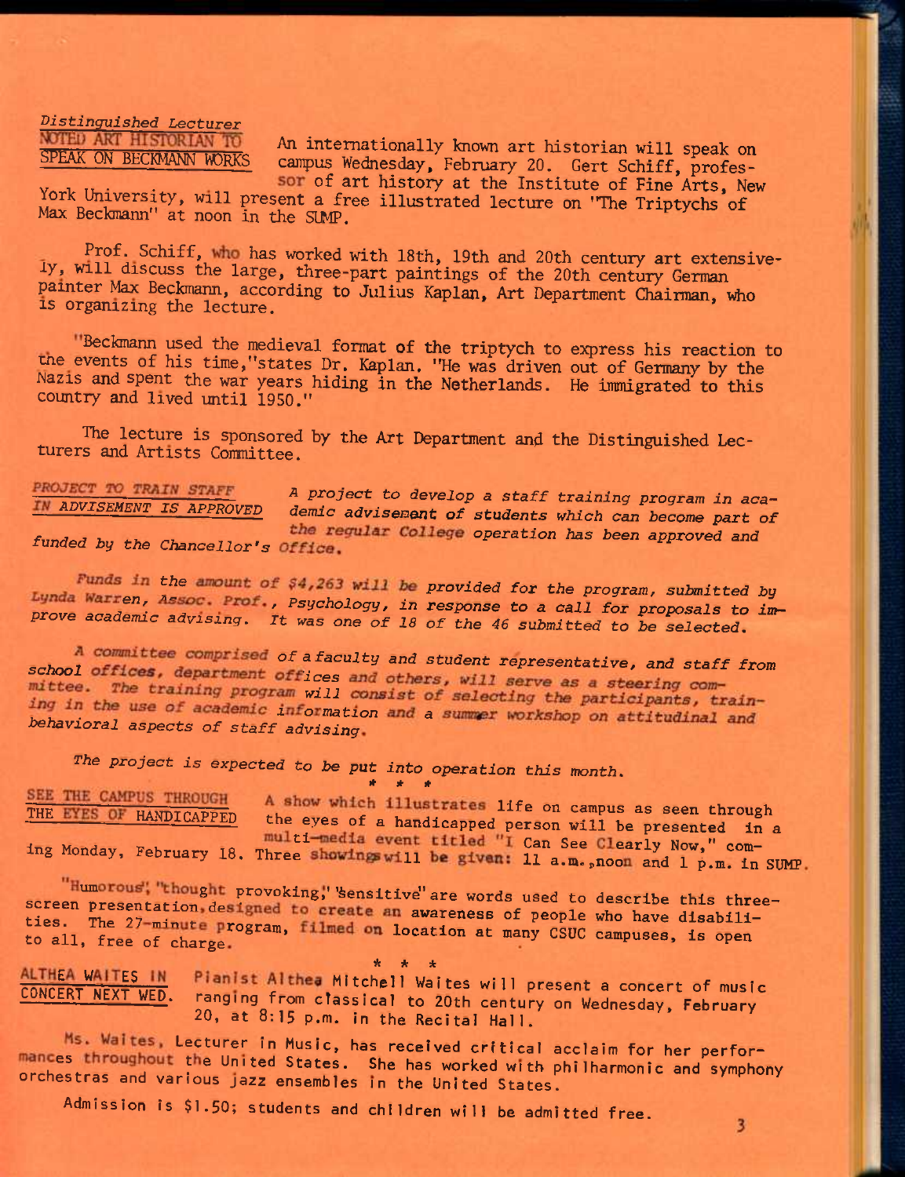*Distinguished Lecturer*

**NOTED ART HISTORIAN TO SPEAK ON BECKMANN WORKS**

An internationally known art historian will speak on campus Wednesday, February 20. Gert Schiff, professor of art history at the Institute of Fine Arts, New York University, will present a free illustrated lecture on "The Triptychs of Max Beckmann" at noon in the SUMP.

Prof. Schiff, who has worked with 18th, 19th and 20th century art extensively, will discuss the large, three-part paintings of the 20th century German painter Max Beckmann, according to Julius Kaplan, Art Department Chairman, who is organizing the lecture.

"Beckmann used the medieval format of the triptych to express his reaction to the events of his time," states Dr. Kaplan. "He was driven out of Germany by the Nazis and spent the war years hiding in the Netherlands. He immigrated to this country and lived until 1950."

The lecture is sponsored by the Art Department and the Distinguished Lecturers and Artists Committee.

***PROJECT TO TRAIN STAFF IN ADVISEMENT IS APPROVED***

*A project to develop a staff training program in academic advisement of students which can become part of the regular College operation has been approved and funded by the Chancellor's Office.*

*Funds in the amount of $4,263 will be provided for the program, submitted by Lynda Warren, Assoc. Prof., Psychology, in response to a call for proposals to improve academic advising. It was one of 18 of the 46 submitted to be selected.*

*A committee comprised of a faculty and student representative, and staff from school offices, department offices and others, will serve as a steering committee. The training program will consist of selecting the participants, training in the use of academic information and a summer workshop on attitudinal and behavioral aspects of staff advising.*

*The project is expected to be put into operation this month.*

\* \* \*

**SEE THE CAMPUS THROUGH THE EYES OF HANDICAPPED**

A show which illustrates life on campus as seen through the eyes of a handicapped person will be presented in a multi-media event titled "I Can See Clearly Now," coming Monday, February 18. Three showings will be given: 11 a.m., noon and 1 p.m. in SUMP.

"Humorous", "thought provoking," "sensitive" are words used to describe this three-screen presentation, designed to create an awareness of people who have disabilities. The 27-minute program, filmed on location at many CSUC campuses, is open to all, free of charge.

\* \* \*

**ALTHEA WAITES IN CONCERT NEXT WED.**

Pianist Althea Mitchell Waites will present a concert of music ranging from classical to 20th century on Wednesday, February 20, at 8:15 p.m. in the Recital Hall.

Ms. Waites, Lecturer in Music, has received critical acclaim for her performances throughout the United States. She has worked with philharmonic and symphony orchestras and various jazz ensembles in the United States.

Admission is $1.50; students and children will be admitted free.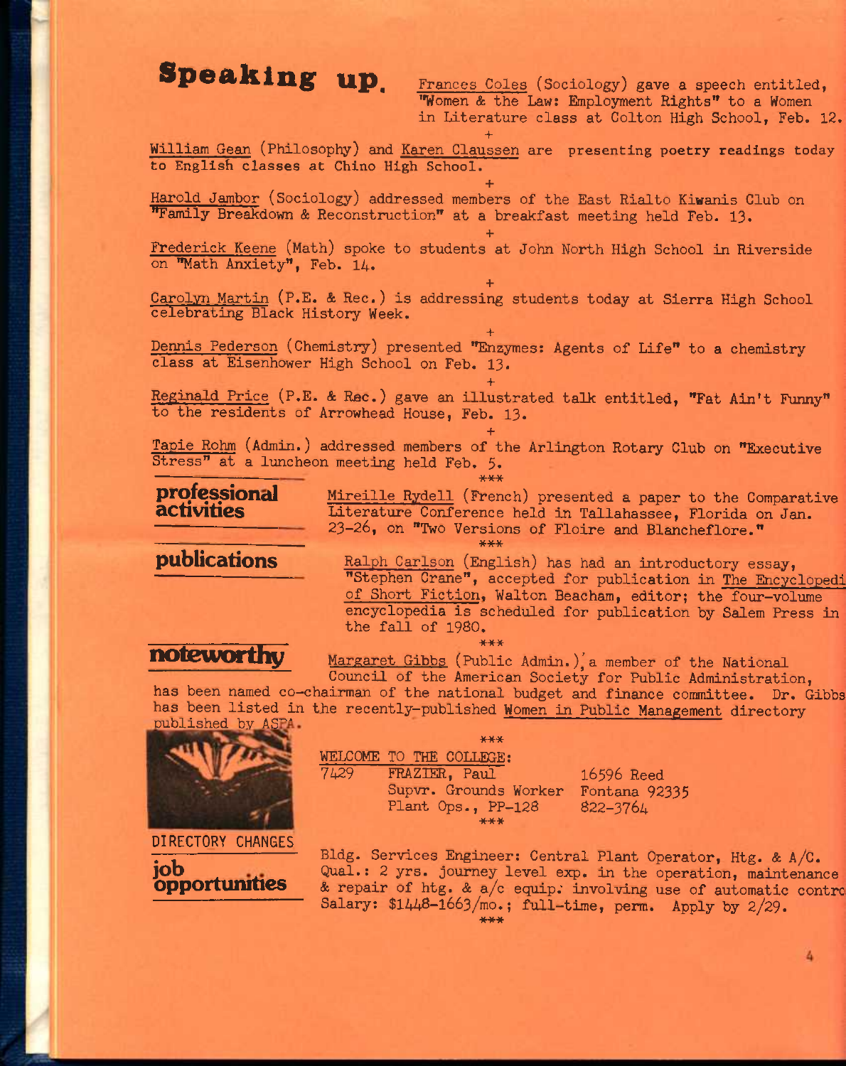## Speaking up.

Frances Coles (Sociology) gave a speech entitled, "Women & the Law: Employment Rights" to a Women in Literature class at Colton High School, Feb. 12.

+

William Gean (Philosophy) and Karen Claussen are presenting poetry readings today to English classes at Chino High School.

+

Harold Jambor (Sociology) addressed members of the East Rialto Kiwanis Club on "Family Breakdown & Reconstruction" at a breakfast meeting held Feb. 13.

+

Frederick Keene (Math) spoke to students at John North High School in Riverside on "Math Anxiety", Feb. 14.

+

Carolyn Martin (P.E. & Rec.) is addressing students today at Sierra High School celebrating Black History Week.

+

Dennis Pederson (Chemistry) presented "Enzymes: Agents of Life" to a chemistry class at Eisenhower High School on Feb. 13.

+

Reginald Price (P.E. & Rec.) gave an illustrated talk entitled, "Fat Ain't Funny" to the residents of Arrowhead House, Feb. 13.

+

Tapie Rohm (Admin.) addressed members of the Arlington Rotary Club on "Executive Stress" at a luncheon meeting held Feb. 5.

***

## professional activities

Mireille Rydell (French) presented a paper to the Comparative Literature Conference held in Tallahassee, Florida on Jan. 23-26, on "Two Versions of Floire and Blancheflore."

***

## publications

Ralph Carlson (English) has had an introductory essay, "Stephen Crane", accepted for publication in The Encyclopedi of Short Fiction, Walton Beacham, editor; the four-volume encyclopedia is scheduled for publication by Salem Press in the fall of 1980.

***

## noteworthy

Margaret Gibbs (Public Admin.), a member of the National Council of the American Society for Public Administration, has been named co-chairman of the national budget and finance committee. Dr. Gibbs has been listed in the recently-published Women in Public Management directory published by ASPA.

***

## DIRECTORY CHANGES

WELCOME TO THE COLLEGE:

| | | |
|---|---|---|
| 7429 | FRAZIER, Paul | 16596 Reed |
| | Supvr. Grounds Worker | Fontana 92335 |
| | Plant Ops., PP-128 | 822-3764 |

***

## job opportunities

Bldg. Services Engineer: Central Plant Operator, Htg. & A/C. Qual.: 2 yrs. journey level exp. in the operation, maintenance & repair of htg. & a/c equip. involving use of automatic contro Salary: $1448-1663/mo.; full-time, perm. Apply by 2/29.

***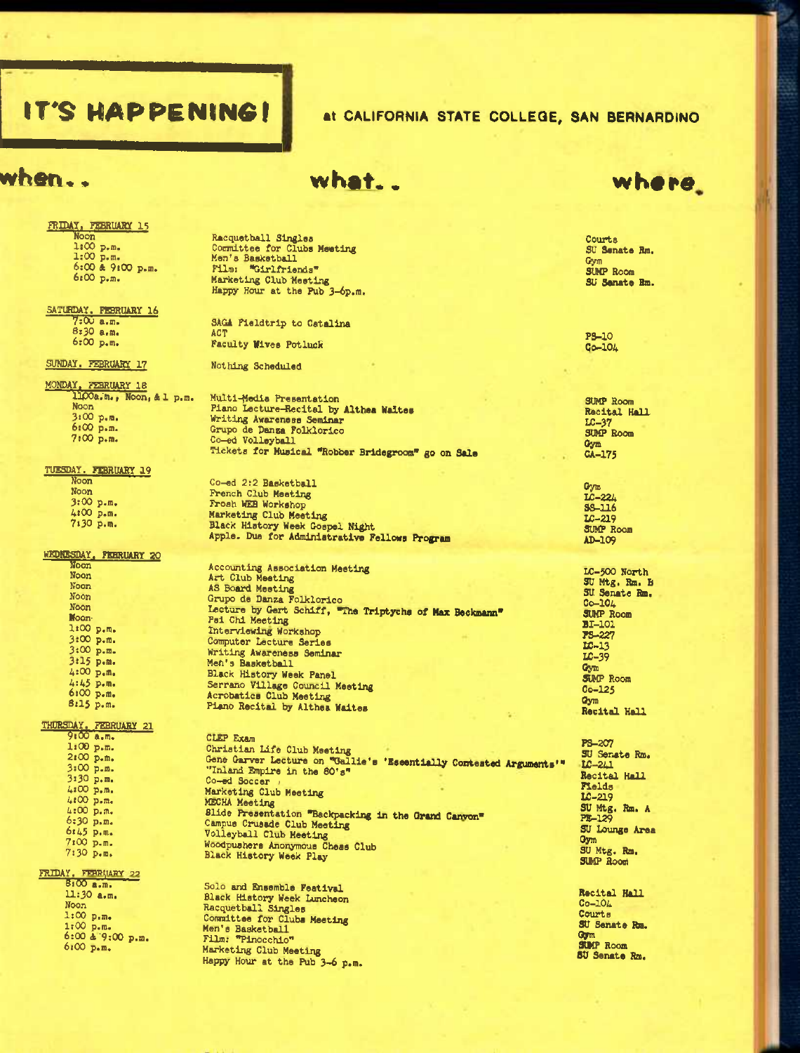# IT'S HAPPENING! at CALIFORNIA STATE COLLEGE, SAN BERNARDINO

| when.. | what.. | where |
| --- | --- | --- |
| **FRIDAY, FEBRUARY 15** | | |
| Noon | Racquetball Singles | Courts |
| 1:00 p.m. | Committee for Clubs Meeting | SU Senate Rm. |
| 1:00 p.m. | Men's Basketball | Gym |
| 6:00 & 9:00 p.m. | Film: "Girlfriends" | SUMP Room |
| 6:00 p.m. | Marketing Club Meeting | SU Senate Rm. |
| | Happy Hour at the Pub 3-6p.m. | |
| **SATURDAY, FEBRUARY 16** | | |
| 7:00 a.m. | SAGA Fieldtrip to Catalina | |
| 8:30 a.m. | ACT | PS-10 |
| 6:00 p.m. | Faculty Wives Potluck | Co-104 |
| **SUNDAY, FEBRUARY 17** | Nothing Scheduled | |
| **MONDAY, FEBRUARY 18** | | |
| 11:00a.m., Noon, & 1 p.m. | Multi-Media Presentation | SUMP Room |
| Noon | Piano Lecture-Recital by Althea Waites | Recital Hall |
| 3:00 p.m. | Writing Awareness Seminar | LC-37 |
| 6:00 p.m. | Grupo de Danza Folklorico | SUMP Room |
| 7:00 p.m. | Co-ed Volleyball | Gym |
| | Tickets for Musical "Robber Bridegroom" go on Sale | CA-175 |
| **TUESDAY, FEBRUARY 19** | | |
| Noon | Co-ed 2:2 Basketball | Gym |
| Noon | French Club Meeting | LC-224 |
| 3:00 p.m. | Frosh WEB Workshop | SS-116 |
| 4:00 p.m. | Marketing Club Meeting | LC-219 |
| 7:30 p.m. | Black History Week Gospel Night | SUMP Room |
| | Apple. Due for Administrative Fellows Program | AD-109 |
| **WEDNESDAY, FEBRUARY 20** | | |
| Noon | Accounting Association Meeting | LC-500 North |
| Noon | Art Club Meeting | SU Mtg. Rm. B |
| Noon | AS Board Meeting | SU Senate Rm. |
| Noon | Grupo de Danza Folklorico | Co-104 |
| Noon | Lecture by Gert Schiff, "The Triptychs of Max Beckmann" | SUMP Room |
| Noon | Psi Chi Meeting | BI-101 |
| 1:00 p.m. | Interviewing Workshop | PS-227 |
| 3:00 p.m. | Computer Lecture Series | LC-13 |
| 3:00 p.m. | Writing Awareness Seminar | LC-39 |
| 3:15 p.m. | Men's Basketball | Gym |
| 4:00 p.m. | Black History Week Panel | SUMP Room |
| 4:45 p.m. | Serrano Village Council Meeting | Co-125 |
| 6:00 p.m. | Acrobatics Club Meeting | Gym |
| 8:15 p.m. | Piano Recital by Althea Waites | Recital Hall |
| **THURSDAY, FEBRUARY 21** | | |
| 9:00 a.m. | CLEP Exam | PS-207 |
| 1:00 p.m. | Christian Life Club Meeting | SU Senate Rm. |
| 2:00 p.m. | Gene Garver Lecture on "Gallie's 'Essentially Contested Arguments'" | LC-241 |
| 3:00 p.m. | "Inland Empire in the 80's" | Recital Hall |
| 3:30 p.m. | Co-ed Soccer | Fields |
| 4:00 p.m. | Marketing Club Meeting | LC-219 |
| 4:00 p.m. | MECHA Meeting | SU Mtg. Rm. A |
| 4:00 p.m. | Slide Presentation "Backpacking in the Grand Canyon" | PE-129 |
| 6:30 p.m. | Campus Crusade Club Meeting | SU Lounge Area |
| 6:45 p.m. | Volleyball Club Meeting | Gym |
| 7:00 p.m. | Woodpushers Anonymous Chess Club | SU Mtg. Rm. |
| 7:30 p.m. | Black History Week Play | SUMP Room |
| **FRIDAY, FEBRUARY 22** | | |
| 8:00 a.m. | Solo and Ensemble Festival | Recital Hall |
| 11:30 a.m. | Black History Week Luncheon | Co-104 |
| Noon | Racquetball Singles | Courts |
| 1:00 p.m. | Committee for Clubs Meeting | SU Senate Rm. |
| 1:00 p.m. | Men's Basketball | Gym |
| 6:00 & 9:00 p.m. | Film: "Pinocchio" | SUMP Room |
| 6:00 p.m. | Marketing Club Meeting | SU Senate Rm. |
| | Happy Hour at the Pub 3-6 p.m. | |